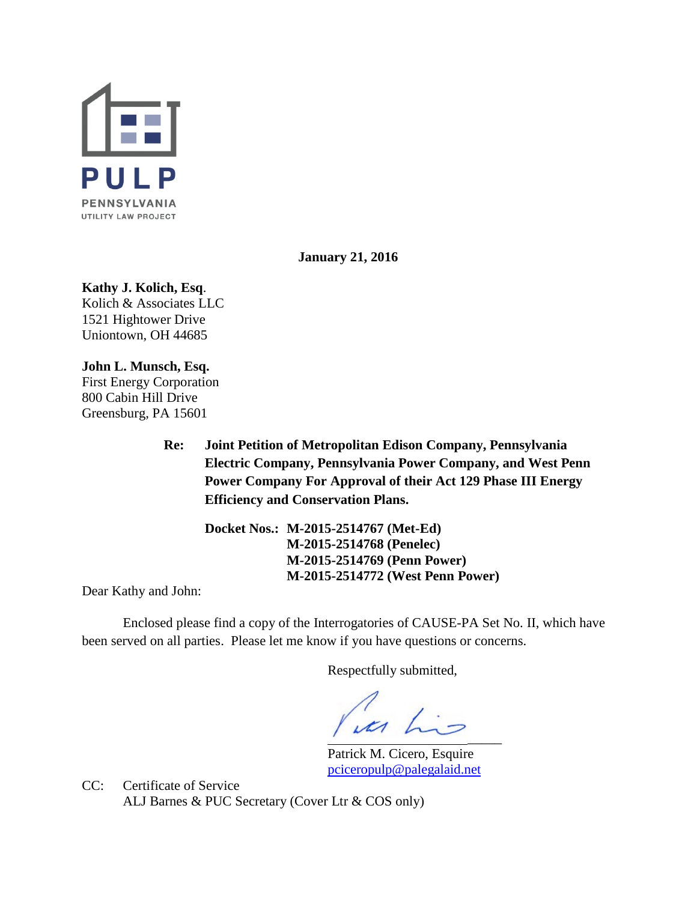PULP

PENNSYLVANIA
UTILITY LAW PROJECT

**January 21, 2016**

**Kathy J. Kolich, Esq**.
Kolich & Associates LLC
1521 Hightower Drive
Uniontown, OH 44685

**John L. Munsch, Esq.**
First Energy Corporation
800 Cabin Hill Drive
Greensburg, PA 15601

**Re: Joint Petition of Metropolitan Edison Company, Pennsylvania Electric Company, Pennsylvania Power Company, and West Penn Power Company For Approval of their Act 129 Phase III Energy Efficiency and Conservation Plans.**

**Docket Nos.: M-2015-2514767 (Met-Ed)**
**M-2015-2514768 (Penelec)**
**M-2015-2514769 (Penn Power)**
**M-2015-2514772 (West Penn Power)**

Dear Kathy and John:

Enclosed please find a copy of the Interrogatories of CAUSE-PA Set No. II, which have been served on all parties. Please let me know if you have questions or concerns.

Respectfully submitted,

Patrick M. Cicero, Esquire
pciceropulp@palegalaid.net

CC: Certificate of Service
ALJ Barnes & PUC Secretary (Cover Ltr & COS only)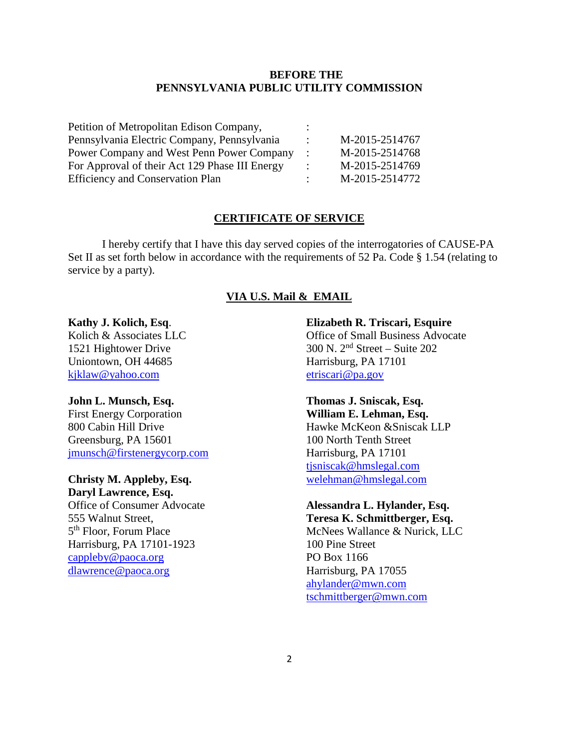**BEFORE THE**
**PENNSYLVANIA PUBLIC UTILITY COMMISSION**

| | | |
|---|---|---|
| Petition of Metropolitan Edison Company, | : | |
| Pennsylvania Electric Company, Pennsylvania | : | M-2015-2514767 |
| Power Company and West Penn Power Company | : | M-2015-2514768 |
| For Approval of their Act 129 Phase III Energy | : | M-2015-2514769 |
| Efficiency and Conservation Plan | : | M-2015-2514772 |

## CERTIFICATE OF SERVICE

I hereby certify that I have this day served copies of the interrogatories of CAUSE-PA Set II as set forth below in accordance with the requirements of 52 Pa. Code § 1.54 (relating to service by a party).

### VIA U.S. Mail & EMAIL

**Kathy J. Kolich, Esq**.
Kolich & Associates LLC
1521 Hightower Drive
Uniontown, OH 44685
kjklaw@yahoo.com

**John L. Munsch, Esq.**
First Energy Corporation
800 Cabin Hill Drive
Greensburg, PA 15601
jmunsch@firstenergycorp.com

**Christy M. Appleby, Esq.**
**Daryl Lawrence, Esq.**
Office of Consumer Advocate
555 Walnut Street,
5th Floor, Forum Place
Harrisburg, PA 17101-1923
cappleby@paoca.org
dlawrence@paoca.org

**Elizabeth R. Triscari, Esquire**
Office of Small Business Advocate
300 N. 2nd Street – Suite 202
Harrisburg, PA 17101
etriscari@pa.gov

**Thomas J. Sniscak, Esq.**
**William E. Lehman, Esq.**
Hawke McKeon &Sniscak LLP
100 North Tenth Street
Harrisburg, PA 17101
tjsniscak@hmslegal.com
welehman@hmslegal.com

**Alessandra L. Hylander, Esq.**
**Teresa K. Schmittberger, Esq.**
McNees Wallance & Nurick, LLC
100 Pine Street
PO Box 1166
Harrisburg, PA 17055
ahylander@mwn.com
tschmittberger@mwn.com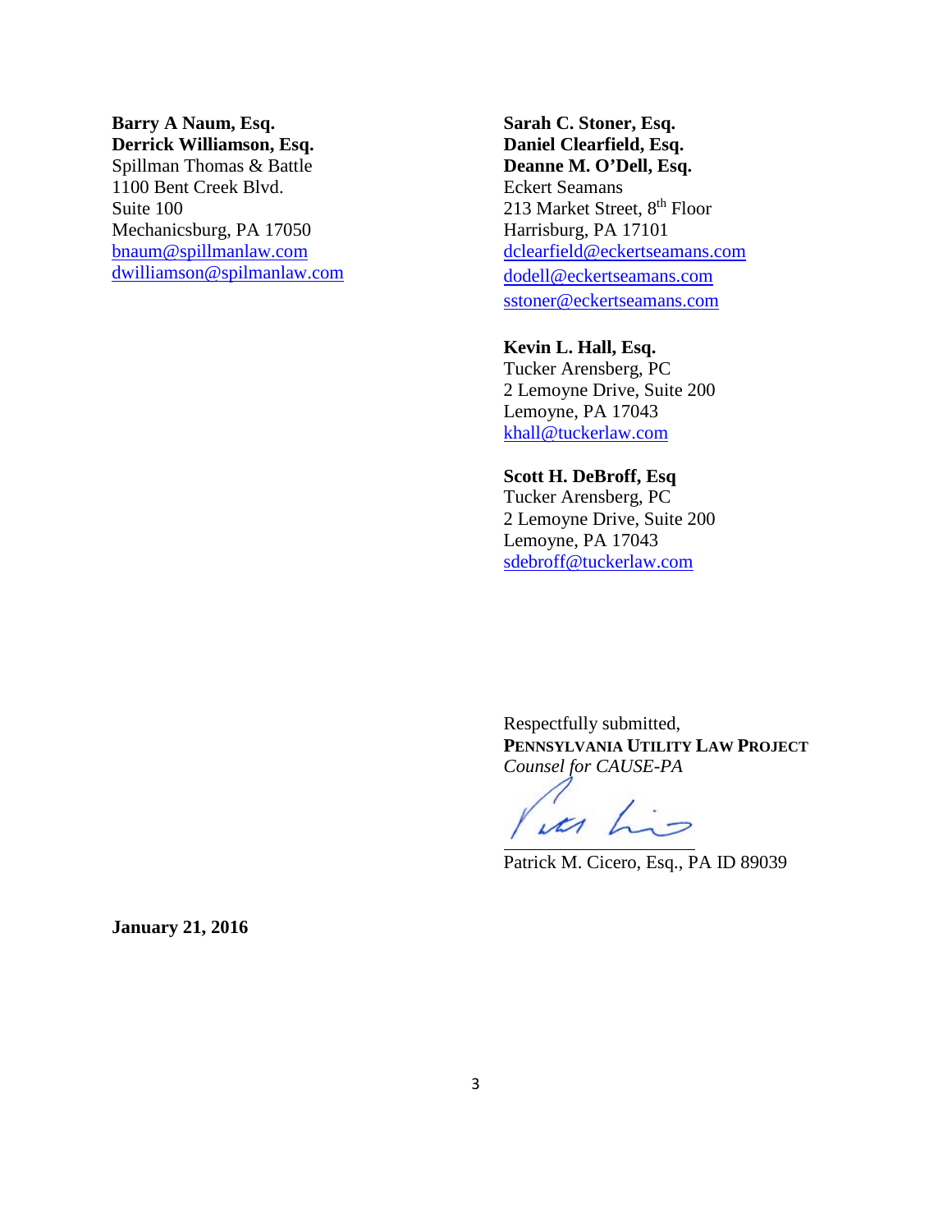**Barry A Naum, Esq.**
**Derrick Williamson, Esq.**
Spillman Thomas & Battle
1100 Bent Creek Blvd.
Suite 100
Mechanicsburg, PA 17050
bnaum@spillmanlaw.com
dwilliamson@spilmanlaw.com

**Sarah C. Stoner, Esq.**
**Daniel Clearfield, Esq.**
**Deanne M. O'Dell, Esq.**
Eckert Seamans
213 Market Street, 8th Floor
Harrisburg, PA 17101
dclearfield@eckertseamans.com
dodell@eckertseamans.com
sstoner@eckertseamans.com

**Kevin L. Hall, Esq.**
Tucker Arensberg, PC
2 Lemoyne Drive, Suite 200
Lemoyne, PA 17043
khall@tuckerlaw.com

**Scott H. DeBroff, Esq**
Tucker Arensberg, PC
2 Lemoyne Drive, Suite 200
Lemoyne, PA 17043
sdebroff@tuckerlaw.com

Respectfully submitted,
**PENNSYLVANIA UTILITY LAW PROJECT**
*Counsel for CAUSE-PA*

Patrick M. Cicero, Esq., PA ID 89039

**January 21, 2016**